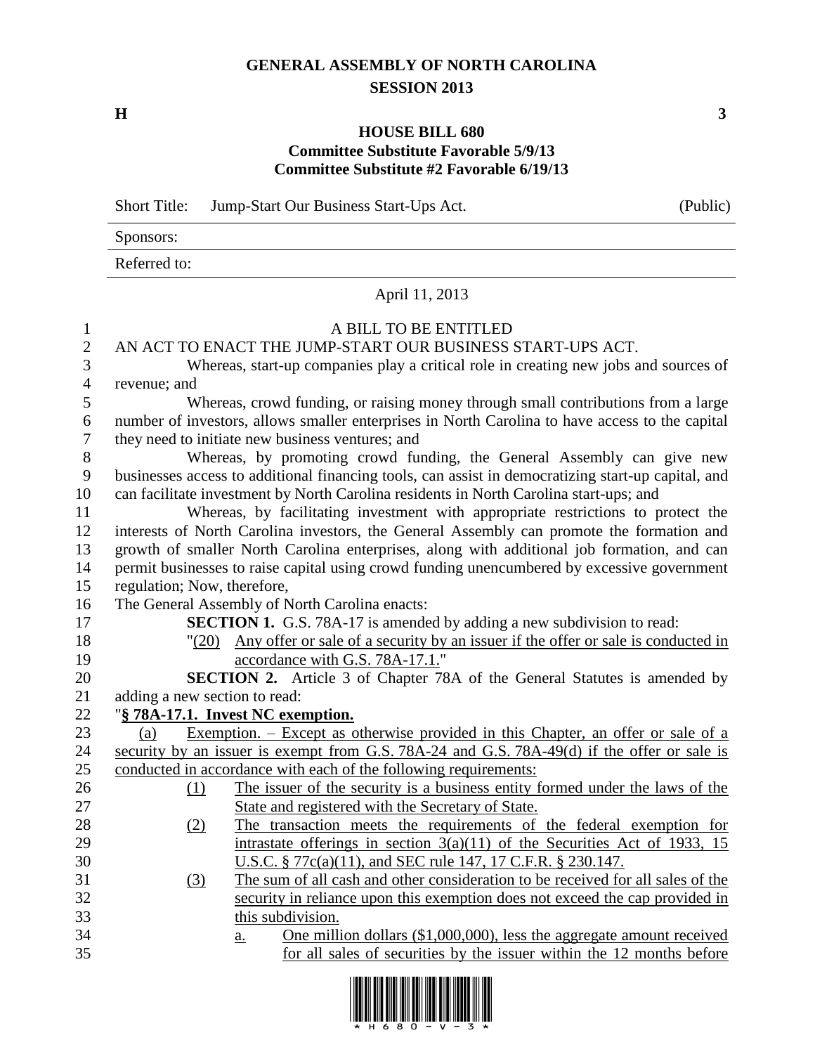# GENERAL ASSEMBLY OF NORTH CAROLINA
## SESSION 2013

**H** **3**

### HOUSE BILL 680
**Committee Substitute Favorable 5/9/13**
**Committee Substitute #2 Favorable 6/19/13**

| Short Title: | Jump-Start Our Business Start-Ups Act. | (Public) |
|---|---|---|
| Sponsors: | | |
| Referred to: | | |

April 11, 2013

A BILL TO BE ENTITLED

AN ACT TO ENACT THE JUMP-START OUR BUSINESS START-UPS ACT.

Whereas, start-up companies play a critical role in creating new jobs and sources of revenue; and

Whereas, crowd funding, or raising money through small contributions from a large number of investors, allows smaller enterprises in North Carolina to have access to the capital they need to initiate new business ventures; and

Whereas, by promoting crowd funding, the General Assembly can give new businesses access to additional financing tools, can assist in democratizing start-up capital, and can facilitate investment by North Carolina residents in North Carolina start-ups; and

Whereas, by facilitating investment with appropriate restrictions to protect the interests of North Carolina investors, the General Assembly can promote the formation and growth of smaller North Carolina enterprises, along with additional job formation, and can permit businesses to raise capital using crowd funding unencumbered by excessive government regulation; Now, therefore,

The General Assembly of North Carolina enacts:

**SECTION 1.** G.S. 78A-17 is amended by adding a new subdivision to read:

"(20) Any offer or sale of a security by an issuer if the offer or sale is conducted in accordance with G.S. 78A-17.1."

**SECTION 2.** Article 3 of Chapter 78A of the General Statutes is amended by adding a new section to read:

"**§ 78A-17.1. Invest NC exemption.**

(a) Exemption. – Except as otherwise provided in this Chapter, an offer or sale of a security by an issuer is exempt from G.S. 78A-24 and G.S. 78A-49(d) if the offer or sale is conducted in accordance with each of the following requirements:

(1) The issuer of the security is a business entity formed under the laws of the State and registered with the Secretary of State.

(2) The transaction meets the requirements of the federal exemption for intrastate offerings in section 3(a)(11) of the Securities Act of 1933, 15 U.S.C. § 77c(a)(11), and SEC rule 147, 17 C.F.R. § 230.147.

(3) The sum of all cash and other consideration to be received for all sales of the security in reliance upon this exemption does not exceed the cap provided in this subdivision.

a. One million dollars ($1,000,000), less the aggregate amount received for all sales of securities by the issuer within the 12 months before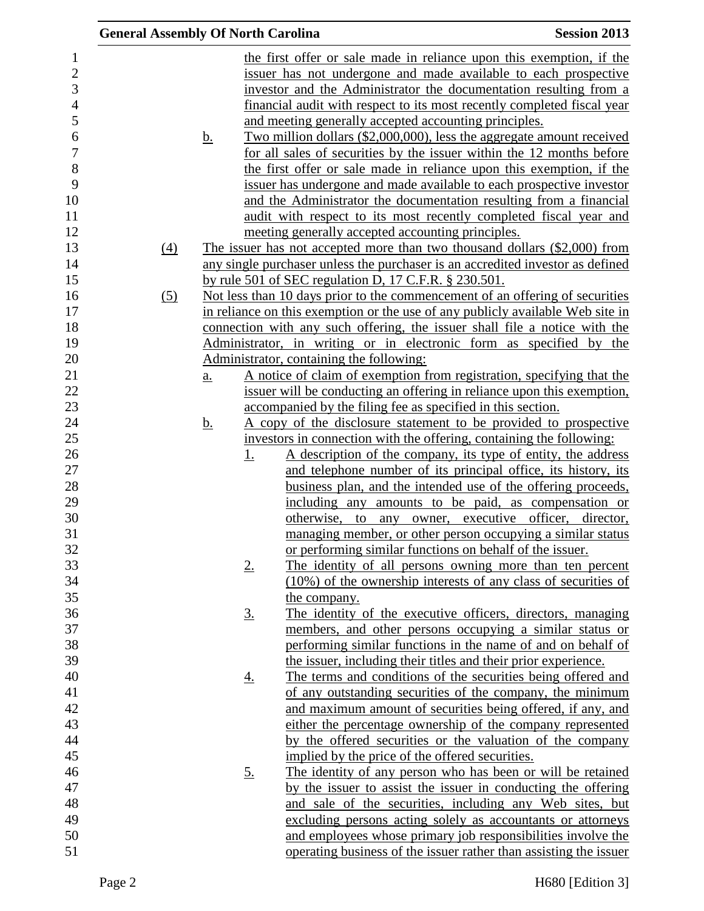the first offer or sale made in reliance upon this exemption, if the issuer has not undergone and made available to each prospective investor and the Administrator the documentation resulting from a financial audit with respect to its most recently completed fiscal year and meeting generally accepted accounting principles.

b. Two million dollars ($2,000,000), less the aggregate amount received for all sales of securities by the issuer within the 12 months before the first offer or sale made in reliance upon this exemption, if the issuer has undergone and made available to each prospective investor and the Administrator the documentation resulting from a financial audit with respect to its most recently completed fiscal year and meeting generally accepted accounting principles.

(4) The issuer has not accepted more than two thousand dollars ($2,000) from any single purchaser unless the purchaser is an accredited investor as defined by rule 501 of SEC regulation D, 17 C.F.R. § 230.501.

(5) Not less than 10 days prior to the commencement of an offering of securities in reliance on this exemption or the use of any publicly available Web site in connection with any such offering, the issuer shall file a notice with the Administrator, in writing or in electronic form as specified by the Administrator, containing the following:

a. A notice of claim of exemption from registration, specifying that the issuer will be conducting an offering in reliance upon this exemption, accompanied by the filing fee as specified in this section.

b. A copy of the disclosure statement to be provided to prospective investors in connection with the offering, containing the following:

1. A description of the company, its type of entity, the address and telephone number of its principal office, its history, its business plan, and the intended use of the offering proceeds, including any amounts to be paid, as compensation or otherwise, to any owner, executive officer, director, managing member, or other person occupying a similar status or performing similar functions on behalf of the issuer.

2. The identity of all persons owning more than ten percent (10%) of the ownership interests of any class of securities of the company.

3. The identity of the executive officers, directors, managing members, and other persons occupying a similar status or performing similar functions in the name of and on behalf of the issuer, including their titles and their prior experience.

4. The terms and conditions of the securities being offered and of any outstanding securities of the company, the minimum and maximum amount of securities being offered, if any, and either the percentage ownership of the company represented by the offered securities or the valuation of the company implied by the price of the offered securities.

5. The identity of any person who has been or will be retained by the issuer to assist the issuer in conducting the offering and sale of the securities, including any Web sites, but excluding persons acting solely as accountants or attorneys and employees whose primary job responsibilities involve the operating business of the issuer rather than assisting the issuer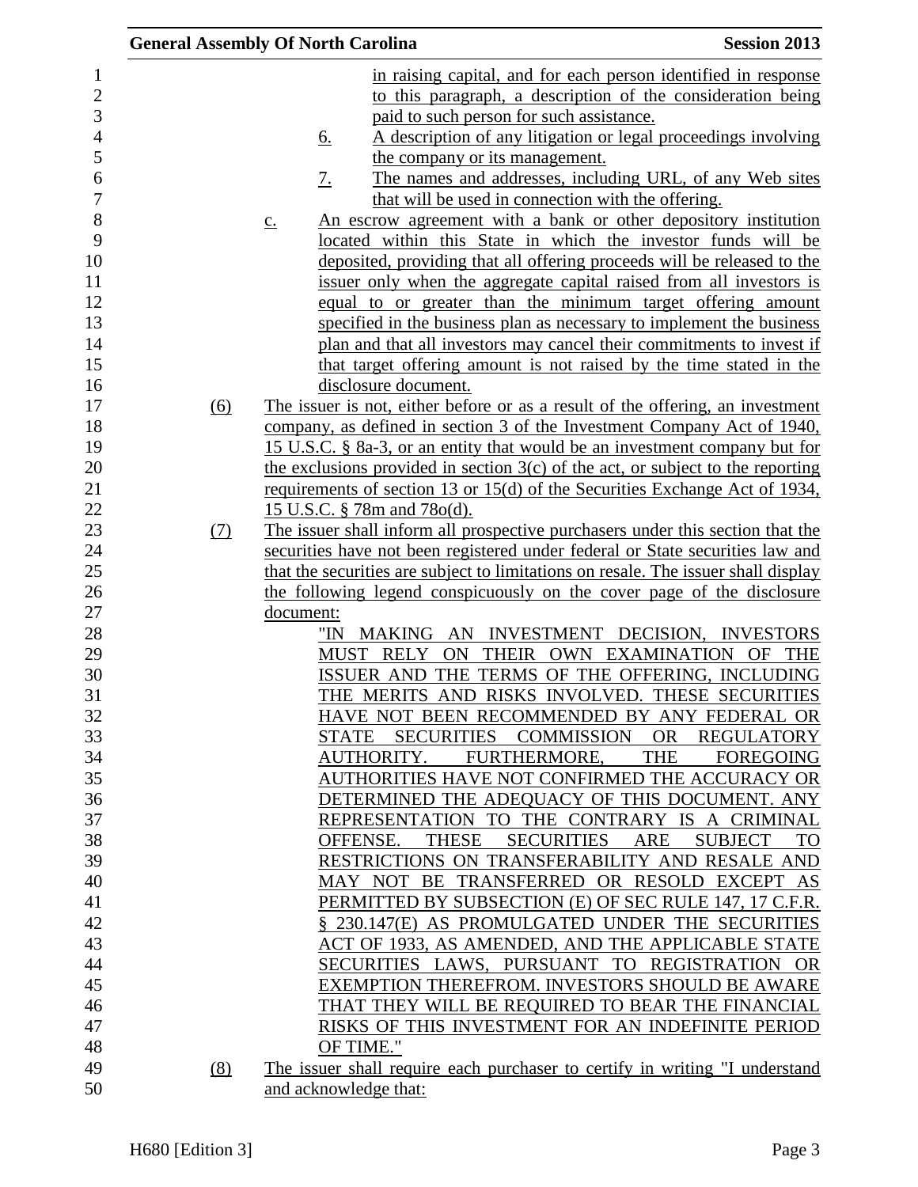in raising capital, and for each person identified in response to this paragraph, a description of the consideration being paid to such person for such assistance.

6. A description of any litigation or legal proceedings involving the company or its management.

7. The names and addresses, including URL, of any Web sites that will be used in connection with the offering.

c. An escrow agreement with a bank or other depository institution located within this State in which the investor funds will be deposited, providing that all offering proceeds will be released to the issuer only when the aggregate capital raised from all investors is equal to or greater than the minimum target offering amount specified in the business plan as necessary to implement the business plan and that all investors may cancel their commitments to invest if that target offering amount is not raised by the time stated in the disclosure document.

(6) The issuer is not, either before or as a result of the offering, an investment company, as defined in section 3 of the Investment Company Act of 1940, 15 U.S.C. § 8a-3, or an entity that would be an investment company but for the exclusions provided in section 3(c) of the act, or subject to the reporting requirements of section 13 or 15(d) of the Securities Exchange Act of 1934, 15 U.S.C. § 78m and 78o(d).

(7) The issuer shall inform all prospective purchasers under this section that the securities have not been registered under federal or State securities law and that the securities are subject to limitations on resale. The issuer shall display the following legend conspicuously on the cover page of the disclosure document:

"IN MAKING AN INVESTMENT DECISION, INVESTORS MUST RELY ON THEIR OWN EXAMINATION OF THE ISSUER AND THE TERMS OF THE OFFERING, INCLUDING THE MERITS AND RISKS INVOLVED. THESE SECURITIES HAVE NOT BEEN RECOMMENDED BY ANY FEDERAL OR STATE SECURITIES COMMISSION OR REGULATORY AUTHORITY. FURTHERMORE, THE FOREGOING AUTHORITIES HAVE NOT CONFIRMED THE ACCURACY OR DETERMINED THE ADEQUACY OF THIS DOCUMENT. ANY REPRESENTATION TO THE CONTRARY IS A CRIMINAL OFFENSE. THESE SECURITIES ARE SUBJECT TO RESTRICTIONS ON TRANSFERABILITY AND RESALE AND MAY NOT BE TRANSFERRED OR RESOLD EXCEPT AS PERMITTED BY SUBSECTION (E) OF SEC RULE 147, 17 C.F.R. § 230.147(E) AS PROMULGATED UNDER THE SECURITIES ACT OF 1933, AS AMENDED, AND THE APPLICABLE STATE SECURITIES LAWS, PURSUANT TO REGISTRATION OR EXEMPTION THEREFROM. INVESTORS SHOULD BE AWARE THAT THEY WILL BE REQUIRED TO BEAR THE FINANCIAL RISKS OF THIS INVESTMENT FOR AN INDEFINITE PERIOD OF TIME."

(8) The issuer shall require each purchaser to certify in writing "I understand and acknowledge that: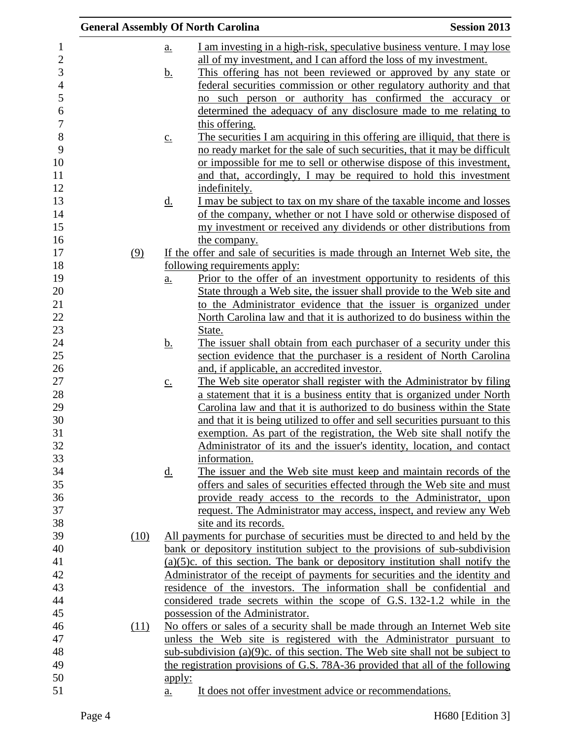a. I am investing in a high-risk, speculative business venture. I may lose all of my investment, and I can afford the loss of my investment.

b. This offering has not been reviewed or approved by any state or federal securities commission or other regulatory authority and that no such person or authority has confirmed the accuracy or determined the adequacy of any disclosure made to me relating to this offering.

c. The securities I am acquiring in this offering are illiquid, that there is no ready market for the sale of such securities, that it may be difficult or impossible for me to sell or otherwise dispose of this investment, and that, accordingly, I may be required to hold this investment indefinitely.

d. I may be subject to tax on my share of the taxable income and losses of the company, whether or not I have sold or otherwise disposed of my investment or received any dividends or other distributions from the company.

(9) If the offer and sale of securities is made through an Internet Web site, the following requirements apply:

a. Prior to the offer of an investment opportunity to residents of this State through a Web site, the issuer shall provide to the Web site and to the Administrator evidence that the issuer is organized under North Carolina law and that it is authorized to do business within the State.

b. The issuer shall obtain from each purchaser of a security under this section evidence that the purchaser is a resident of North Carolina and, if applicable, an accredited investor.

c. The Web site operator shall register with the Administrator by filing a statement that it is a business entity that is organized under North Carolina law and that it is authorized to do business within the State and that it is being utilized to offer and sell securities pursuant to this exemption. As part of the registration, the Web site shall notify the Administrator of its and the issuer's identity, location, and contact information.

d. The issuer and the Web site must keep and maintain records of the offers and sales of securities effected through the Web site and must provide ready access to the records to the Administrator, upon request. The Administrator may access, inspect, and review any Web site and its records.

(10) All payments for purchase of securities must be directed to and held by the bank or depository institution subject to the provisions of sub-subdivision (a)(5)c. of this section. The bank or depository institution shall notify the Administrator of the receipt of payments for securities and the identity and residence of the investors. The information shall be confidential and considered trade secrets within the scope of G.S. 132-1.2 while in the possession of the Administrator.

(11) No offers or sales of a security shall be made through an Internet Web site unless the Web site is registered with the Administrator pursuant to sub-subdivision (a)(9)c. of this section. The Web site shall not be subject to the registration provisions of G.S. 78A-36 provided that all of the following apply:

a. It does not offer investment advice or recommendations.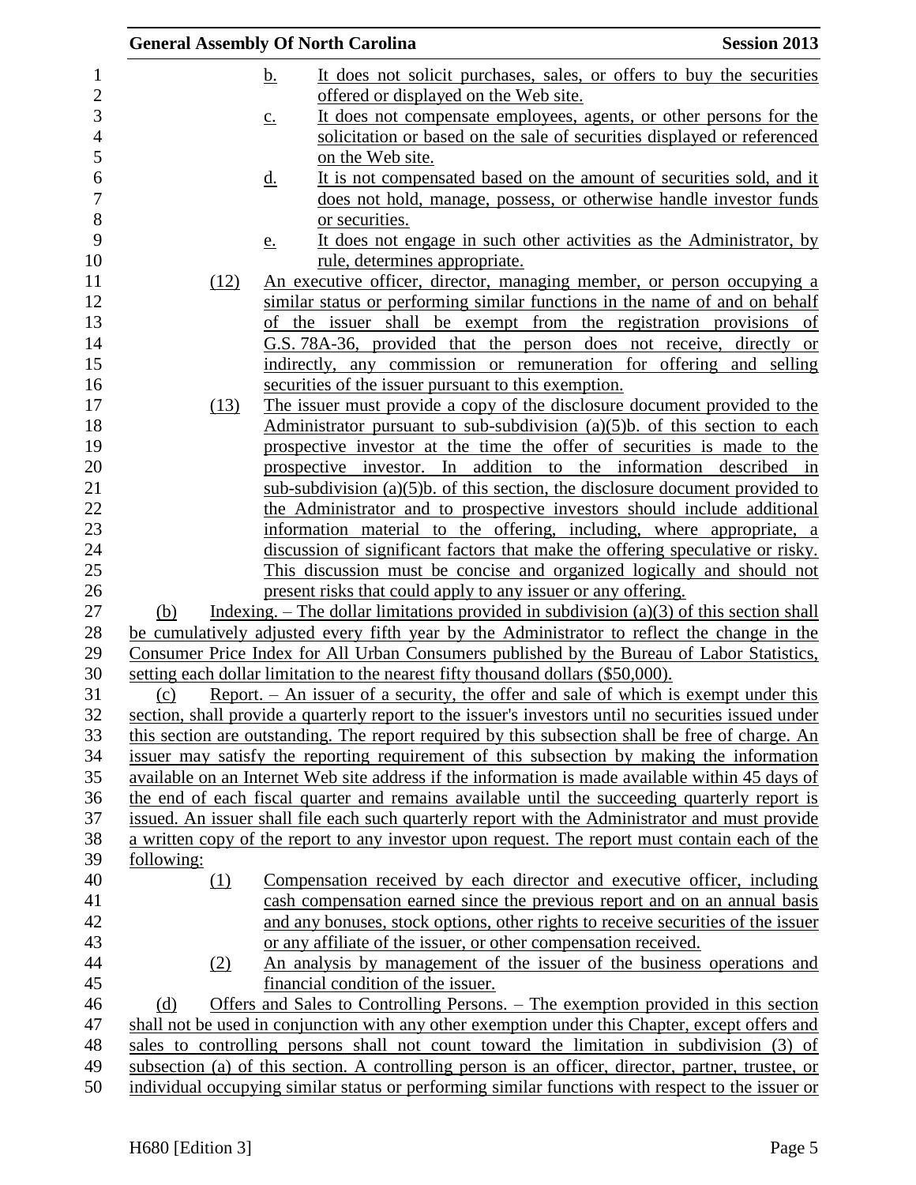b. It does not solicit purchases, sales, or offers to buy the securities offered or displayed on the Web site.

c. It does not compensate employees, agents, or other persons for the solicitation or based on the sale of securities displayed or referenced on the Web site.

d. It is not compensated based on the amount of securities sold, and it does not hold, manage, possess, or otherwise handle investor funds or securities.

e. It does not engage in such other activities as the Administrator, by rule, determines appropriate.

(12) An executive officer, director, managing member, or person occupying a similar status or performing similar functions in the name of and on behalf of the issuer shall be exempt from the registration provisions of G.S. 78A-36, provided that the person does not receive, directly or indirectly, any commission or remuneration for offering and selling securities of the issuer pursuant to this exemption.

(13) The issuer must provide a copy of the disclosure document provided to the Administrator pursuant to sub-subdivision (a)(5)b. of this section to each prospective investor at the time the offer of securities is made to the prospective investor. In addition to the information described in sub-subdivision (a)(5)b. of this section, the disclosure document provided to the Administrator and to prospective investors should include additional information material to the offering, including, where appropriate, a discussion of significant factors that make the offering speculative or risky. This discussion must be concise and organized logically and should not present risks that could apply to any issuer or any offering.

(b) Indexing. – The dollar limitations provided in subdivision (a)(3) of this section shall be cumulatively adjusted every fifth year by the Administrator to reflect the change in the Consumer Price Index for All Urban Consumers published by the Bureau of Labor Statistics, setting each dollar limitation to the nearest fifty thousand dollars ($50,000).

(c) Report. – An issuer of a security, the offer and sale of which is exempt under this section, shall provide a quarterly report to the issuer's investors until no securities issued under this section are outstanding. The report required by this subsection shall be free of charge. An issuer may satisfy the reporting requirement of this subsection by making the information available on an Internet Web site address if the information is made available within 45 days of the end of each fiscal quarter and remains available until the succeeding quarterly report is issued. An issuer shall file each such quarterly report with the Administrator and must provide a written copy of the report to any investor upon request. The report must contain each of the following:

(1) Compensation received by each director and executive officer, including cash compensation earned since the previous report and on an annual basis and any bonuses, stock options, other rights to receive securities of the issuer or any affiliate of the issuer, or other compensation received.

(2) An analysis by management of the issuer of the business operations and financial condition of the issuer.

(d) Offers and Sales to Controlling Persons. – The exemption provided in this section shall not be used in conjunction with any other exemption under this Chapter, except offers and sales to controlling persons shall not count toward the limitation in subdivision (3) of subsection (a) of this section. A controlling person is an officer, director, partner, trustee, or individual occupying similar status or performing similar functions with respect to the issuer or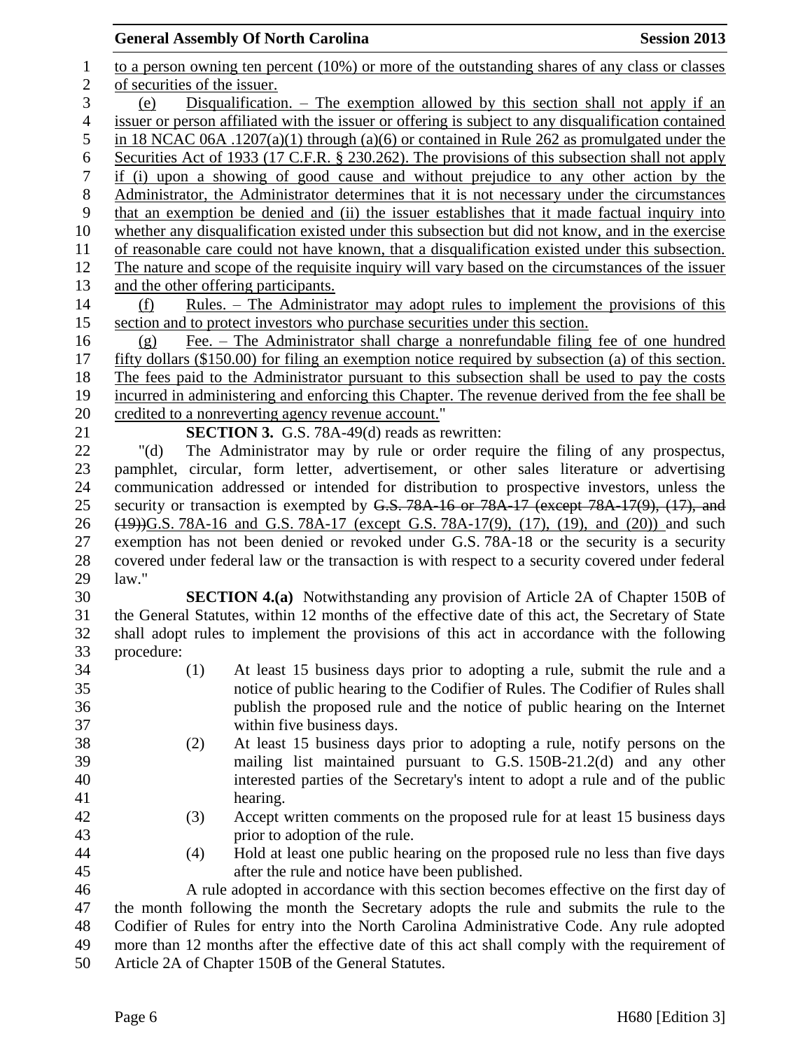to a person owning ten percent (10%) or more of the outstanding shares of any class or classes of securities of the issuer.

(e) Disqualification. – The exemption allowed by this section shall not apply if an issuer or person affiliated with the issuer or offering is subject to any disqualification contained in 18 NCAC 06A .1207(a)(1) through (a)(6) or contained in Rule 262 as promulgated under the Securities Act of 1933 (17 C.F.R. § 230.262). The provisions of this subsection shall not apply if (i) upon a showing of good cause and without prejudice to any other action by the Administrator, the Administrator determines that it is not necessary under the circumstances that an exemption be denied and (ii) the issuer establishes that it made factual inquiry into whether any disqualification existed under this subsection but did not know, and in the exercise of reasonable care could not have known, that a disqualification existed under this subsection. The nature and scope of the requisite inquiry will vary based on the circumstances of the issuer and the other offering participants.

(f) Rules. – The Administrator may adopt rules to implement the provisions of this section and to protect investors who purchase securities under this section.

(g) Fee. – The Administrator shall charge a nonrefundable filing fee of one hundred fifty dollars ($150.00) for filing an exemption notice required by subsection (a) of this section. The fees paid to the Administrator pursuant to this subsection shall be used to pay the costs incurred in administering and enforcing this Chapter. The revenue derived from the fee shall be credited to a nonreverting agency revenue account."

**SECTION 3.** G.S. 78A-49(d) reads as rewritten:

"(d) The Administrator may by rule or order require the filing of any prospectus, pamphlet, circular, form letter, advertisement, or other sales literature or advertising communication addressed or intended for distribution to prospective investors, unless the security or transaction is exempted by ~~G.S. 78A-16 or 78A-17 (except 78A-17(9), (17), and (19))~~G.S. 78A-16 and G.S. 78A-17 (except G.S. 78A-17(9), (17), (19), and (20)) and such exemption has not been denied or revoked under G.S. 78A-18 or the security is a security covered under federal law or the transaction is with respect to a security covered under federal law."

**SECTION 4.(a)** Notwithstanding any provision of Article 2A of Chapter 150B of the General Statutes, within 12 months of the effective date of this act, the Secretary of State shall adopt rules to implement the provisions of this act in accordance with the following procedure:

(1) At least 15 business days prior to adopting a rule, submit the rule and a notice of public hearing to the Codifier of Rules. The Codifier of Rules shall publish the proposed rule and the notice of public hearing on the Internet within five business days.

(2) At least 15 business days prior to adopting a rule, notify persons on the mailing list maintained pursuant to G.S. 150B-21.2(d) and any other interested parties of the Secretary's intent to adopt a rule and of the public hearing.

(3) Accept written comments on the proposed rule for at least 15 business days prior to adoption of the rule.

(4) Hold at least one public hearing on the proposed rule no less than five days after the rule and notice have been published.

A rule adopted in accordance with this section becomes effective on the first day of the month following the month the Secretary adopts the rule and submits the rule to the Codifier of Rules for entry into the North Carolina Administrative Code. Any rule adopted more than 12 months after the effective date of this act shall comply with the requirement of Article 2A of Chapter 150B of the General Statutes.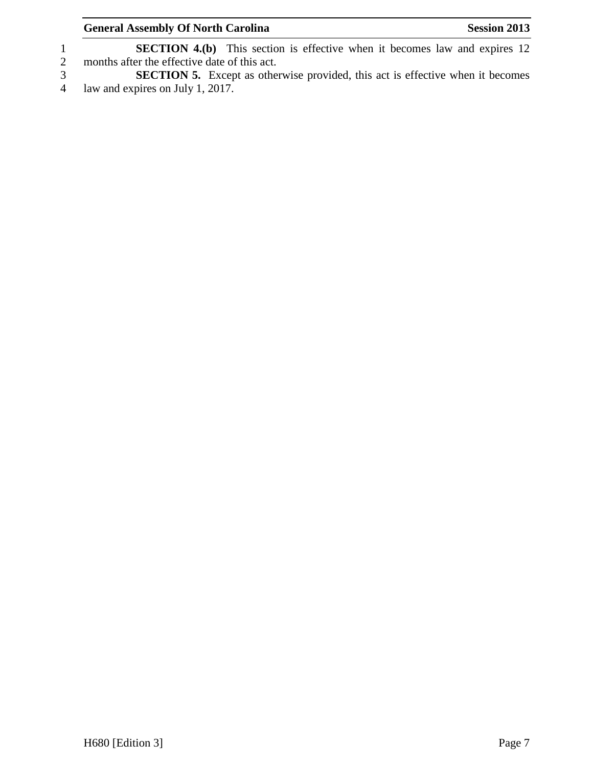**SECTION 4.(b)** This section is effective when it becomes law and expires 12 months after the effective date of this act.

**SECTION 5.** Except as otherwise provided, this act is effective when it becomes law and expires on July 1, 2017.